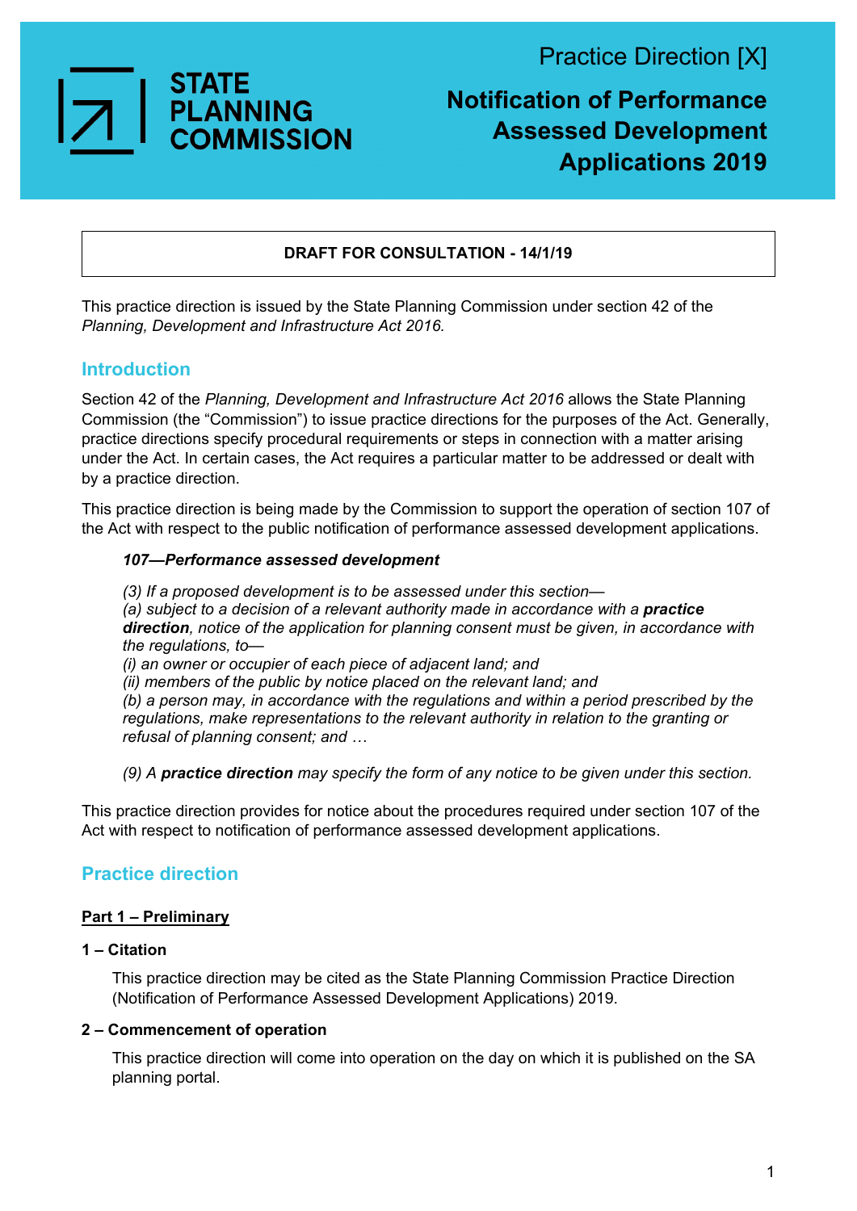STATE PLANNING COMMISSION

Practice Direction [X]

# Notification of Performance Assessed Development Applications 2019

**DRAFT FOR CONSULTATION - 14/1/19**

This practice direction is issued by the State Planning Commission under section 42 of the *Planning, Development and Infrastructure Act 2016.*

## Introduction

Section 42 of the *Planning, Development and Infrastructure Act 2016* allows the State Planning Commission (the "Commission") to issue practice directions for the purposes of the Act. Generally, practice directions specify procedural requirements or steps in connection with a matter arising under the Act. In certain cases, the Act requires a particular matter to be addressed or dealt with by a practice direction.

This practice direction is being made by the Commission to support the operation of section 107 of the Act with respect to the public notification of performance assessed development applications.

> ***107—Performance assessed development***
>
> *(3) If a proposed development is to be assessed under this section—*
> *(a) subject to a decision of a relevant authority made in accordance with a **practice direction**, notice of the application for planning consent must be given, in accordance with the regulations, to—*
> *(i) an owner or occupier of each piece of adjacent land; and*
> *(ii) members of the public by notice placed on the relevant land; and*
> *(b) a person may, in accordance with the regulations and within a period prescribed by the regulations, make representations to the relevant authority in relation to the granting or refusal of planning consent; and …*
>
> *(9) A **practice direction** may specify the form of any notice to be given under this section.*

This practice direction provides for notice about the procedures required under section 107 of the Act with respect to notification of performance assessed development applications.

## Practice direction

### Part 1 – Preliminary

#### 1 – Citation

This practice direction may be cited as the State Planning Commission Practice Direction (Notification of Performance Assessed Development Applications) 2019.

#### 2 – Commencement of operation

This practice direction will come into operation on the day on which it is published on the SA planning portal.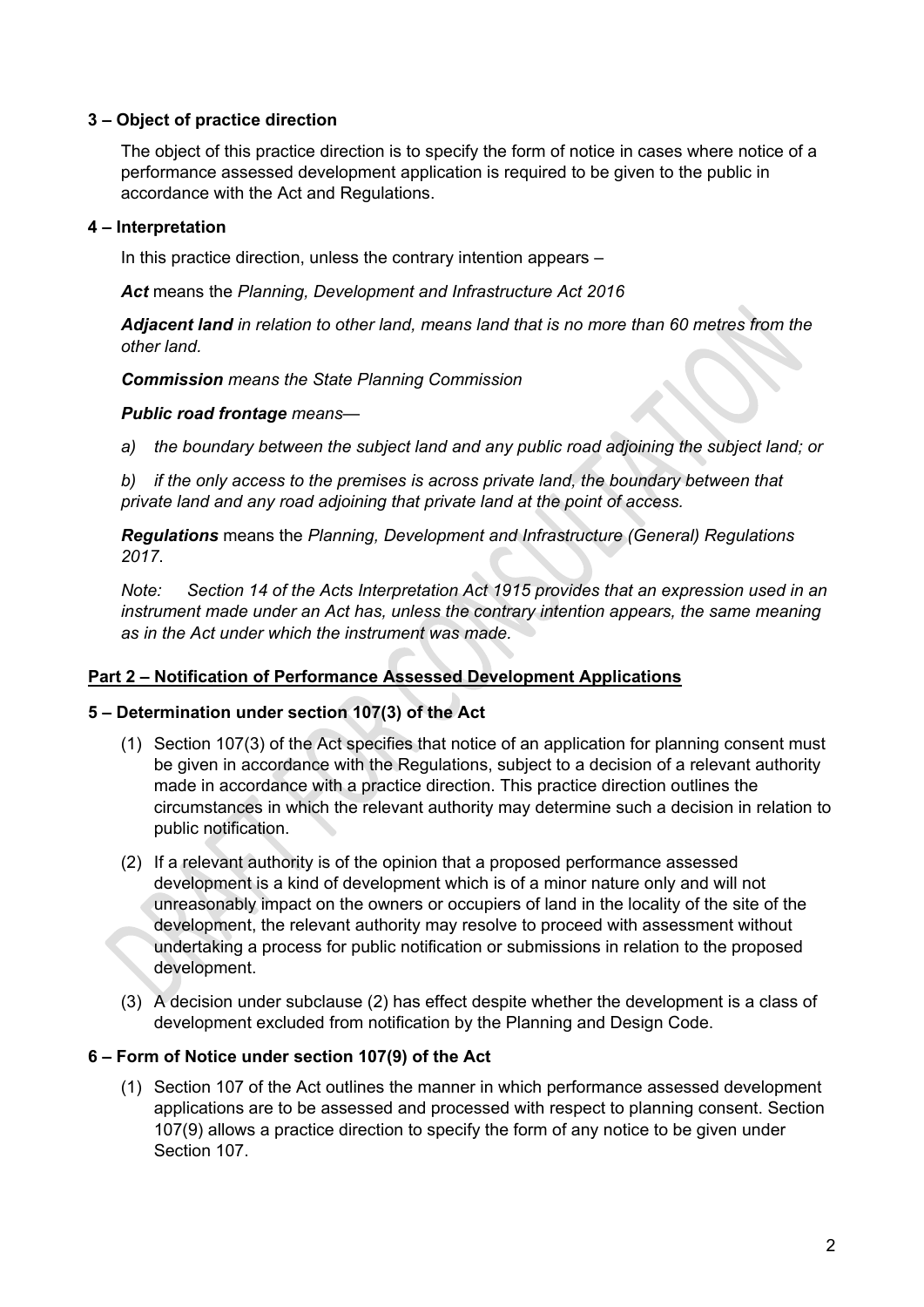### 3 – Object of practice direction

The object of this practice direction is to specify the form of notice in cases where notice of a performance assessed development application is required to be given to the public in accordance with the Act and Regulations.

### 4 – Interpretation

In this practice direction, unless the contrary intention appears –

***Act*** means the *Planning, Development and Infrastructure Act 2016*

***Adjacent land*** *in relation to other land, means land that is no more than 60 metres from the other land.*

***Commission*** *means the State Planning Commission*

***Public road frontage*** *means—*

*a) the boundary between the subject land and any public road adjoining the subject land; or*

*b) if the only access to the premises is across private land, the boundary between that private land and any road adjoining that private land at the point of access.*

***Regulations*** means the *Planning, Development and Infrastructure (General) Regulations 2017*.

*Note: Section 14 of the Acts Interpretation Act 1915 provides that an expression used in an instrument made under an Act has, unless the contrary intention appears, the same meaning as in the Act under which the instrument was made.*

## Part 2 – Notification of Performance Assessed Development Applications

### 5 – Determination under section 107(3) of the Act

(1) Section 107(3) of the Act specifies that notice of an application for planning consent must be given in accordance with the Regulations, subject to a decision of a relevant authority made in accordance with a practice direction. This practice direction outlines the circumstances in which the relevant authority may determine such a decision in relation to public notification.

(2) If a relevant authority is of the opinion that a proposed performance assessed development is a kind of development which is of a minor nature only and will not unreasonably impact on the owners or occupiers of land in the locality of the site of the development, the relevant authority may resolve to proceed with assessment without undertaking a process for public notification or submissions in relation to the proposed development.

(3) A decision under subclause (2) has effect despite whether the development is a class of development excluded from notification by the Planning and Design Code.

### 6 – Form of Notice under section 107(9) of the Act

(1) Section 107 of the Act outlines the manner in which performance assessed development applications are to be assessed and processed with respect to planning consent. Section 107(9) allows a practice direction to specify the form of any notice to be given under Section 107.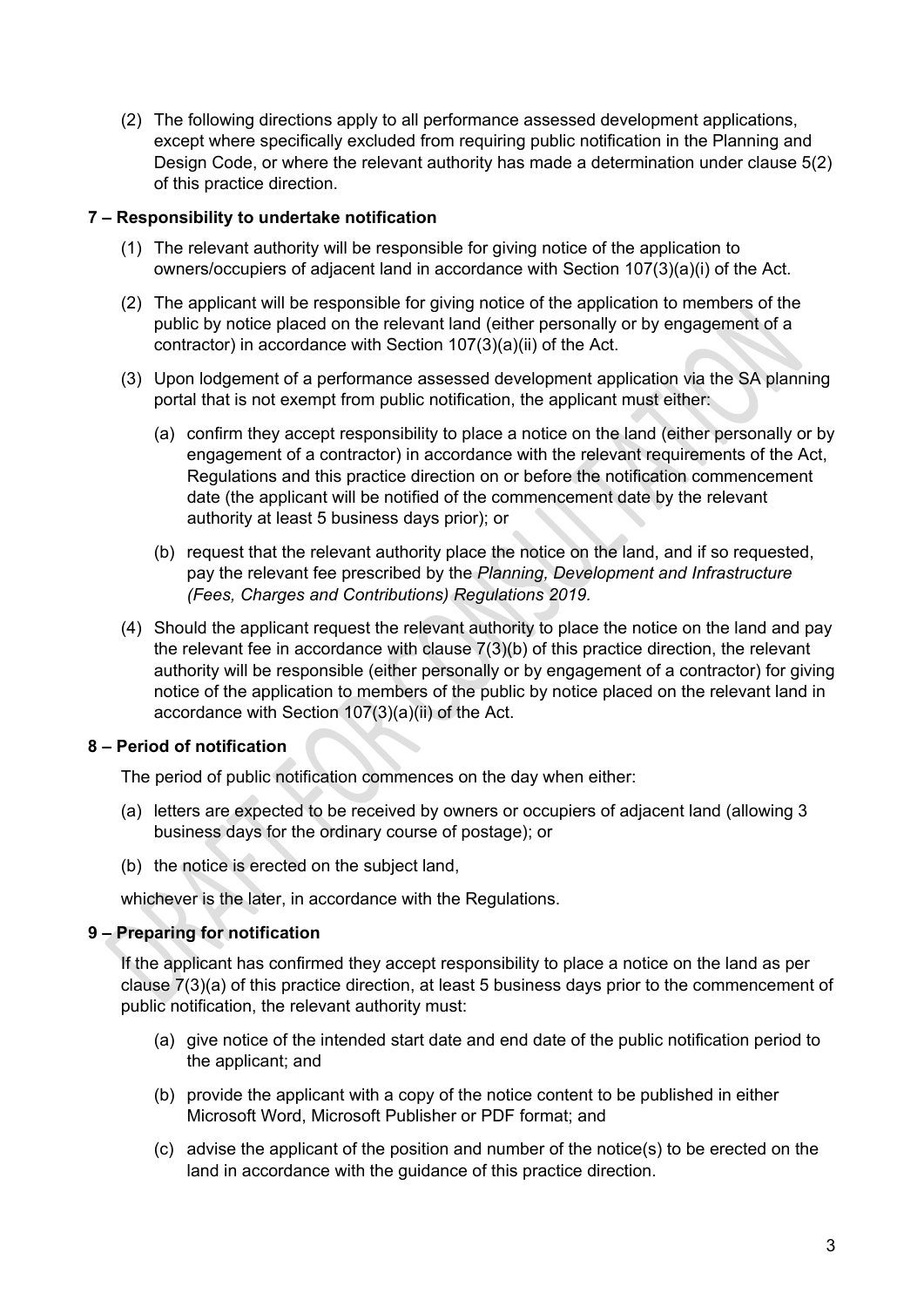(2) The following directions apply to all performance assessed development applications, except where specifically excluded from requiring public notification in the Planning and Design Code, or where the relevant authority has made a determination under clause 5(2) of this practice direction.

### 7 – Responsibility to undertake notification

(1) The relevant authority will be responsible for giving notice of the application to owners/occupiers of adjacent land in accordance with Section 107(3)(a)(i) of the Act.

(2) The applicant will be responsible for giving notice of the application to members of the public by notice placed on the relevant land (either personally or by engagement of a contractor) in accordance with Section 107(3)(a)(ii) of the Act.

(3) Upon lodgement of a performance assessed development application via the SA planning portal that is not exempt from public notification, the applicant must either:

   (a) confirm they accept responsibility to place a notice on the land (either personally or by engagement of a contractor) in accordance with the relevant requirements of the Act, Regulations and this practice direction on or before the notification commencement date (the applicant will be notified of the commencement date by the relevant authority at least 5 business days prior); or

   (b) request that the relevant authority place the notice on the land, and if so requested, pay the relevant fee prescribed by the *Planning, Development and Infrastructure (Fees, Charges and Contributions) Regulations 2019.*

(4) Should the applicant request the relevant authority to place the notice on the land and pay the relevant fee in accordance with clause 7(3)(b) of this practice direction, the relevant authority will be responsible (either personally or by engagement of a contractor) for giving notice of the application to members of the public by notice placed on the relevant land in accordance with Section 107(3)(a)(ii) of the Act.

### 8 – Period of notification

The period of public notification commences on the day when either:

(a) letters are expected to be received by owners or occupiers of adjacent land (allowing 3 business days for the ordinary course of postage); or

(b) the notice is erected on the subject land,

whichever is the later, in accordance with the Regulations.

### 9 – Preparing for notification

If the applicant has confirmed they accept responsibility to place a notice on the land as per clause 7(3)(a) of this practice direction, at least 5 business days prior to the commencement of public notification, the relevant authority must:

(a) give notice of the intended start date and end date of the public notification period to the applicant; and

(b) provide the applicant with a copy of the notice content to be published in either Microsoft Word, Microsoft Publisher or PDF format; and

(c) advise the applicant of the position and number of the notice(s) to be erected on the land in accordance with the guidance of this practice direction.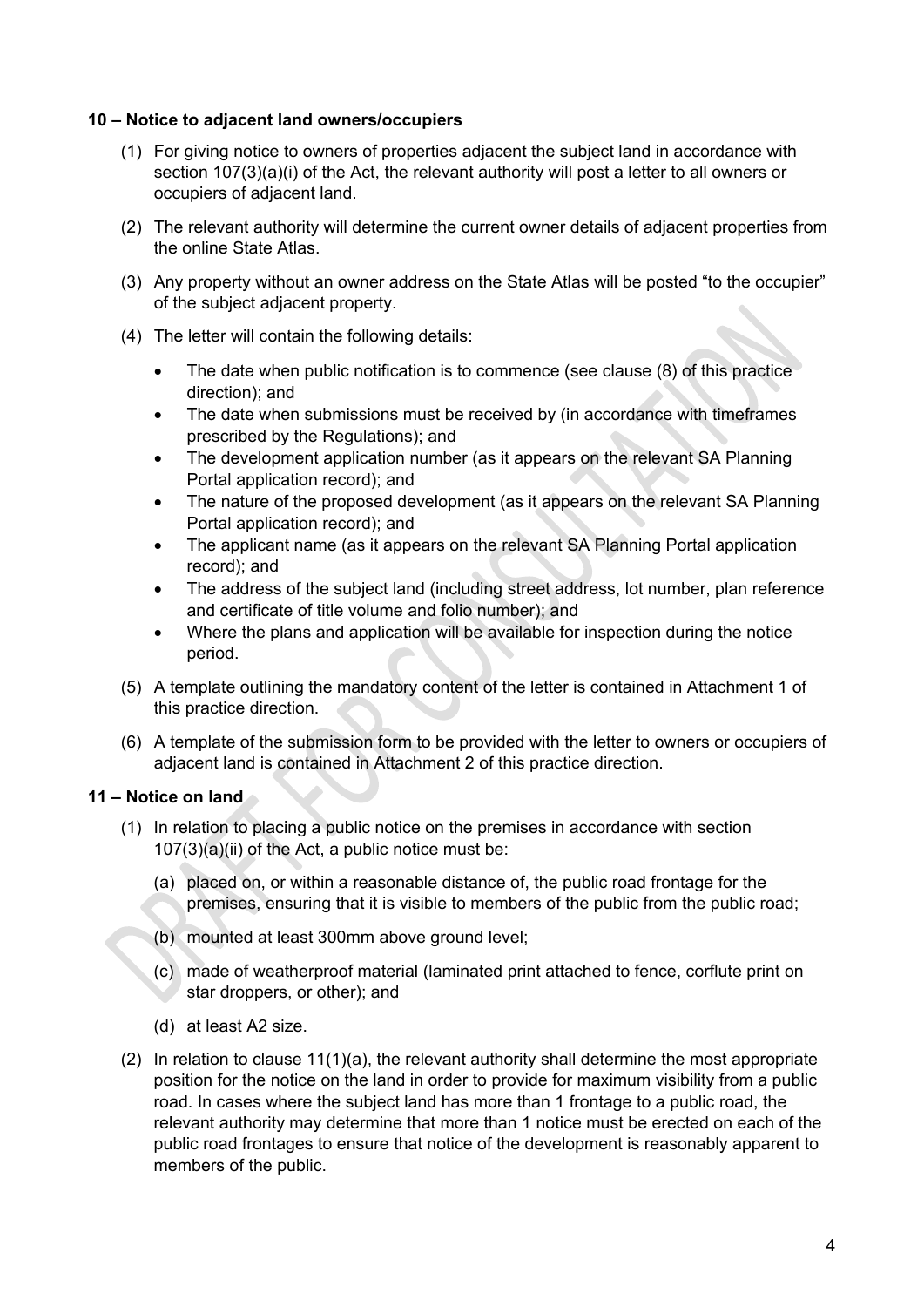**10 – Notice to adjacent land owners/occupiers**

(1) For giving notice to owners of properties adjacent the subject land in accordance with section 107(3)(a)(i) of the Act, the relevant authority will post a letter to all owners or occupiers of adjacent land.

(2) The relevant authority will determine the current owner details of adjacent properties from the online State Atlas.

(3) Any property without an owner address on the State Atlas will be posted "to the occupier" of the subject adjacent property.

(4) The letter will contain the following details:

- The date when public notification is to commence (see clause (8) of this practice direction); and
- The date when submissions must be received by (in accordance with timeframes prescribed by the Regulations); and
- The development application number (as it appears on the relevant SA Planning Portal application record); and
- The nature of the proposed development (as it appears on the relevant SA Planning Portal application record); and
- The applicant name (as it appears on the relevant SA Planning Portal application record); and
- The address of the subject land (including street address, lot number, plan reference and certificate of title volume and folio number); and
- Where the plans and application will be available for inspection during the notice period.

(5) A template outlining the mandatory content of the letter is contained in Attachment 1 of this practice direction.

(6) A template of the submission form to be provided with the letter to owners or occupiers of adjacent land is contained in Attachment 2 of this practice direction.

**11 – Notice on land**

(1) In relation to placing a public notice on the premises in accordance with section 107(3)(a)(ii) of the Act, a public notice must be:

(a) placed on, or within a reasonable distance of, the public road frontage for the premises, ensuring that it is visible to members of the public from the public road;

(b) mounted at least 300mm above ground level;

(c) made of weatherproof material (laminated print attached to fence, corflute print on star droppers, or other); and

(d) at least A2 size.

(2) In relation to clause 11(1)(a), the relevant authority shall determine the most appropriate position for the notice on the land in order to provide for maximum visibility from a public road. In cases where the subject land has more than 1 frontage to a public road, the relevant authority may determine that more than 1 notice must be erected on each of the public road frontages to ensure that notice of the development is reasonably apparent to members of the public.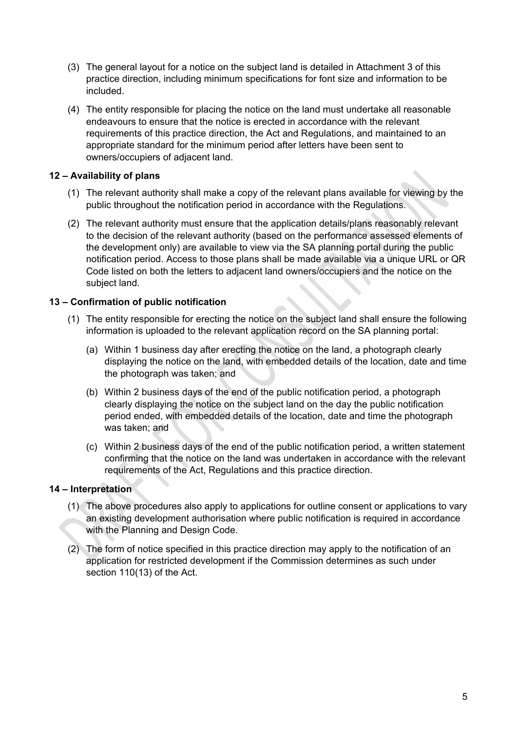(3) The general layout for a notice on the subject land is detailed in Attachment 3 of this practice direction, including minimum specifications for font size and information to be included.

(4) The entity responsible for placing the notice on the land must undertake all reasonable endeavours to ensure that the notice is erected in accordance with the relevant requirements of this practice direction, the Act and Regulations, and maintained to an appropriate standard for the minimum period after letters have been sent to owners/occupiers of adjacent land.

**12 – Availability of plans**

(1) The relevant authority shall make a copy of the relevant plans available for viewing by the public throughout the notification period in accordance with the Regulations.

(2) The relevant authority must ensure that the application details/plans reasonably relevant to the decision of the relevant authority (based on the performance assessed elements of the development only) are available to view via the SA planning portal during the public notification period. Access to those plans shall be made available via a unique URL or QR Code listed on both the letters to adjacent land owners/occupiers and the notice on the subject land.

**13 – Confirmation of public notification**

(1) The entity responsible for erecting the notice on the subject land shall ensure the following information is uploaded to the relevant application record on the SA planning portal:

(a) Within 1 business day after erecting the notice on the land, a photograph clearly displaying the notice on the land, with embedded details of the location, date and time the photograph was taken; and

(b) Within 2 business days of the end of the public notification period, a photograph clearly displaying the notice on the subject land on the day the public notification period ended, with embedded details of the location, date and time the photograph was taken; and

(c) Within 2 business days of the end of the public notification period, a written statement confirming that the notice on the land was undertaken in accordance with the relevant requirements of the Act, Regulations and this practice direction.

**14 – Interpretation**

(1) The above procedures also apply to applications for outline consent or applications to vary an existing development authorisation where public notification is required in accordance with the Planning and Design Code.

(2) The form of notice specified in this practice direction may apply to the notification of an application for restricted development if the Commission determines as such under section 110(13) of the Act.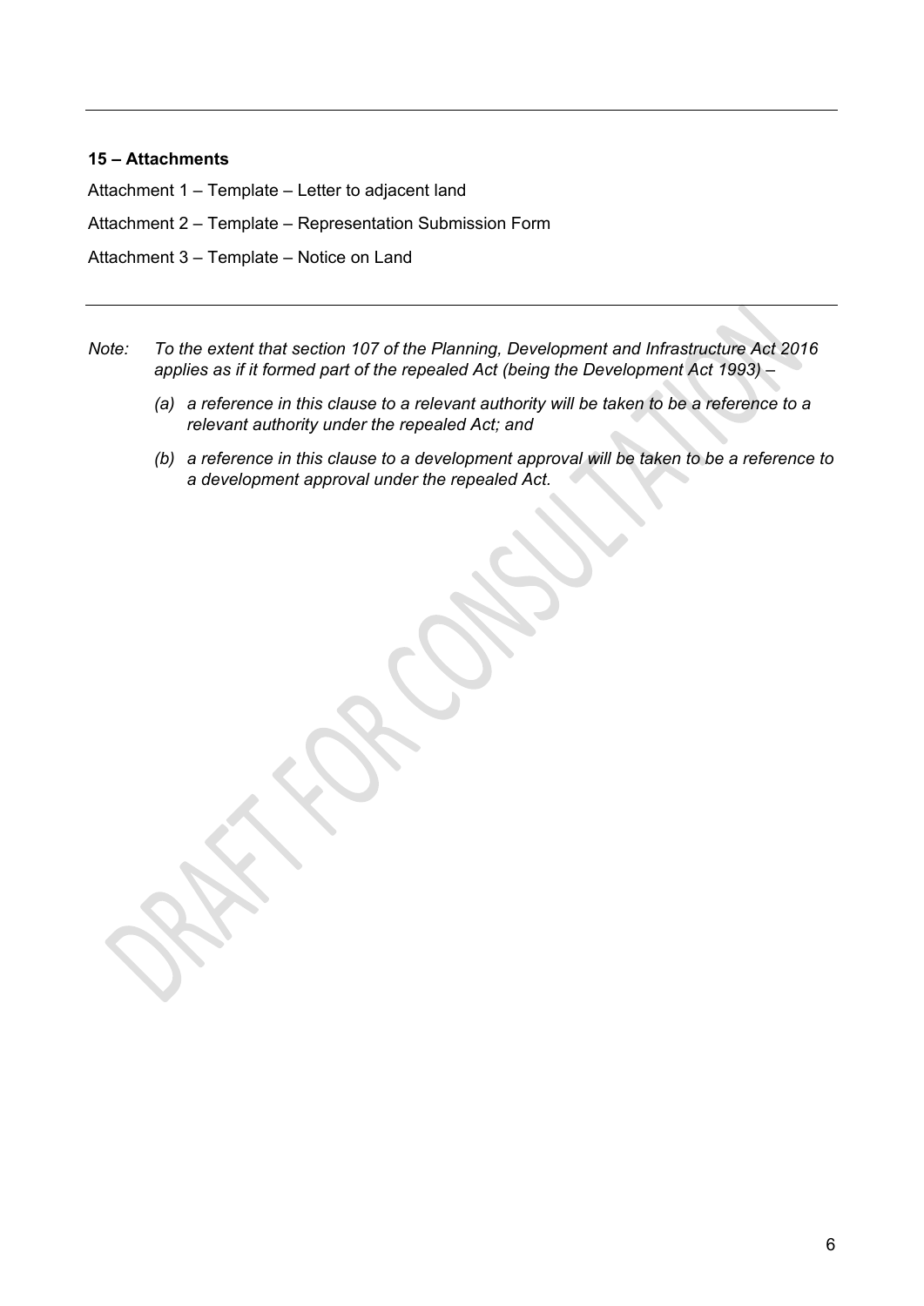---

**15 – Attachments**

Attachment 1 – Template – Letter to adjacent land

Attachment 2 – Template – Representation Submission Form

Attachment 3 – Template – Notice on Land

---

*Note: To the extent that section 107 of the Planning, Development and Infrastructure Act 2016 applies as if it formed part of the repealed Act (being the Development Act 1993) –*

*(a) a reference in this clause to a relevant authority will be taken to be a reference to a relevant authority under the repealed Act; and*

*(b) a reference in this clause to a development approval will be taken to be a reference to a development approval under the repealed Act.*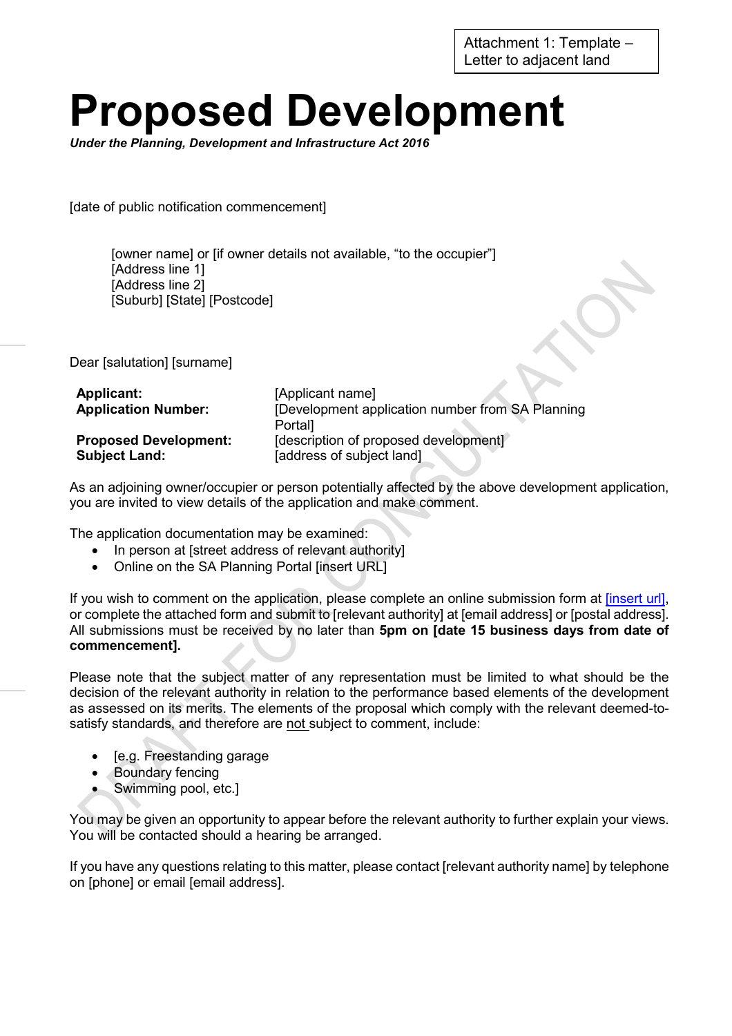Attachment 1: Template – Letter to adjacent land

# Proposed Development

***Under the Planning, Development and Infrastructure Act 2016***

[date of public notification commencement]

[owner name] or [if owner details not available, "to the occupier"]
[Address line 1]
[Address line 2]
[Suburb] [State] [Postcode]

Dear [salutation] [surname]

| | |
|---|---|
| **Applicant:** | [Applicant name] |
| **Application Number:** | [Development application number from SA Planning Portal] |
| **Proposed Development:** | [description of proposed development] |
| **Subject Land:** | [address of subject land] |

As an adjoining owner/occupier or person potentially affected by the above development application, you are invited to view details of the application and make comment.

The application documentation may be examined:

- In person at [street address of relevant authority]
- Online on the SA Planning Portal [insert URL]

If you wish to comment on the application, please complete an online submission form at [insert url], or complete the attached form and submit to [relevant authority] at [email address] or [postal address]. All submissions must be received by no later than **5pm on [date 15 business days from date of commencement].**

Please note that the subject matter of any representation must be limited to what should be the decision of the relevant authority in relation to the performance based elements of the development as assessed on its merits. The elements of the proposal which comply with the relevant deemed-to-satisfy standards, and therefore are not subject to comment, include:

- [e.g. Freestanding garage
- Boundary fencing
- Swimming pool, etc.]

You may be given an opportunity to appear before the relevant authority to further explain your views. You will be contacted should a hearing be arranged.

If you have any questions relating to this matter, please contact [relevant authority name] by telephone on [phone] or email [email address].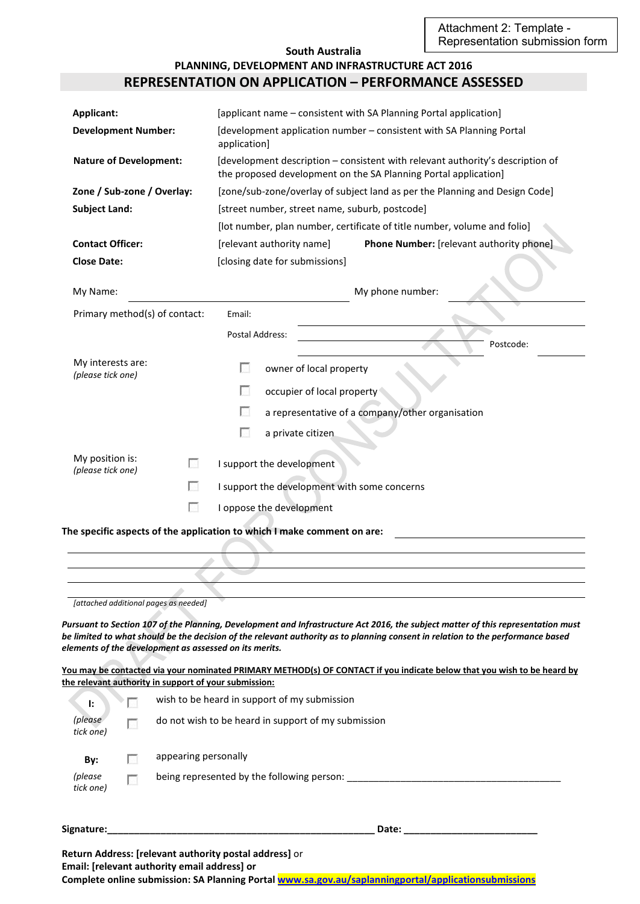Attachment 2: Template - Representation submission form

**South Australia**

**PLANNING, DEVELOPMENT AND INFRASTRUCTURE ACT 2016**

## REPRESENTATION ON APPLICATION – PERFORMANCE ASSESSED

| | |
|---|---|
| **Applicant:** | [applicant name – consistent with SA Planning Portal application] |
| **Development Number:** | [development application number – consistent with SA Planning Portal application] |
| **Nature of Development:** | [development description – consistent with relevant authority's description of the proposed development on the SA Planning Portal application] |
| **Zone / Sub-zone / Overlay:** | [zone/sub-zone/overlay of subject land as per the Planning and Design Code] |
| **Subject Land:** | [street number, street name, suburb, postcode] |
| | [lot number, plan number, certificate of title number, volume and folio] |
| **Contact Officer:** | [relevant authority name] **Phone Number:** [relevant authority phone] |
| **Close Date:** | [closing date for submissions] |

My Name: ______________________ My phone number: ______________________

Primary method(s) of contact: Email: ______________________

Postal Address: ______________________

______________________ Postcode: __________

My interests are:
*(please tick one)*

- ☐ owner of local property
- ☐ occupier of local property
- ☐ a representative of a company/other organisation
- ☐ a private citizen

My position is:
*(please tick one)*

- ☐ I support the development
- ☐ I support the development with some concerns
- ☐ I oppose the development

**The specific aspects of the application to which I make comment on are:** ______________________

______________________________________________

______________________________________________

______________________________________________

______________________________________________

*[attached additional pages as needed]*

***Pursuant to Section 107 of the Planning, Development and Infrastructure Act 2016, the subject matter of this representation must be limited to what should be the decision of the relevant authority as to planning consent in relation to the performance based elements of the development as assessed on its merits.***

<u>**You may be contacted via your nominated PRIMARY METHOD(S) OF CONTACT if you indicate below that you wish to be heard by the relevant authority in support of your submission:**</u>

**I:**
*(please tick one)*

- ☐ wish to be heard in support of my submission
- ☐ do not wish to be heard in support of my submission

**By:**
*(please tick one)*

- ☐ appearing personally
- ☐ being represented by the following person: ______________________

**Signature:**______________________ **Date:** ______________________

**Return Address: [relevant authority postal address]** or
**Email: [relevant authority email address] or**
**Complete online submission: SA Planning Portal [www.sa.gov.au/saplanningportal/applicationsubmissions](www.sa.gov.au/saplanningportal/applicationsubmissions)**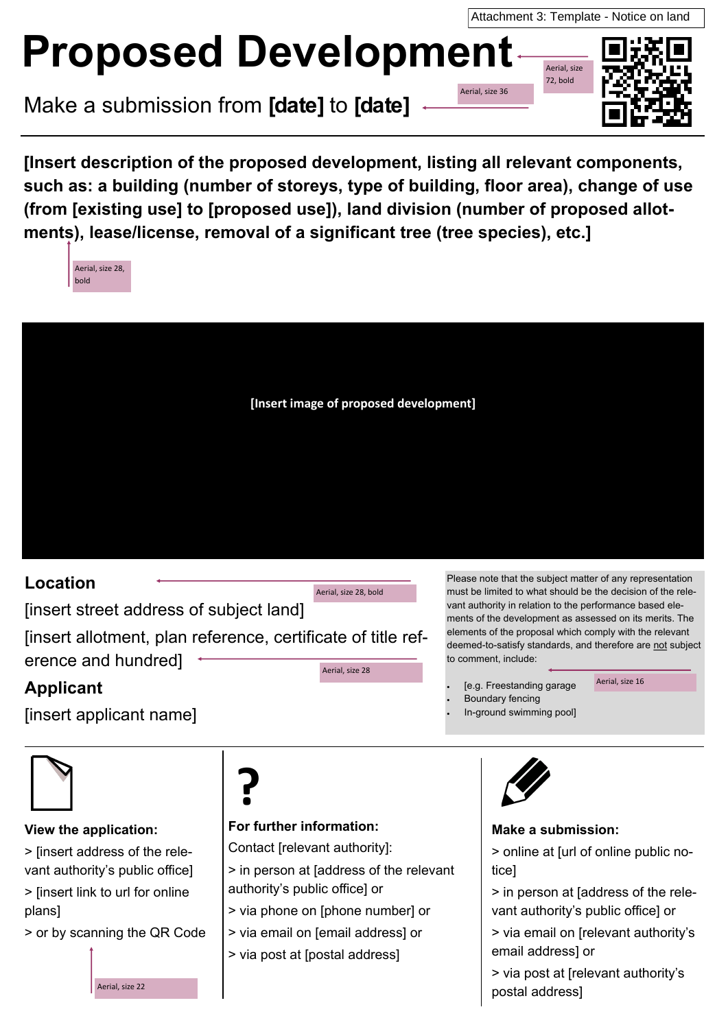Attachment 3: Template - Notice on land

# Proposed Development

Aerial, size 72, bold

Make a submission from **[date]** to **[date]**

Aerial, size 36

**[Insert description of the proposed development, listing all relevant components, such as: a building (number of storeys, type of building, floor area), change of use (from [existing use] to [proposed use]), land division (number of proposed allotments), lease/license, removal of a significant tree (tree species), etc.]**

Aerial, size 28, bold

**[Insert image of proposed development]**

## Location

Aerial, size 28, bold

[insert street address of subject land]

[insert allotment, plan reference, certificate of title reference and hundred]

Aerial, size 28

## Applicant

[insert applicant name]

Please note that the subject matter of any representation must be limited to what should be the decision of the relevant authority in relation to the performance based elements of the development as assessed on its merits. The elements of the proposal which comply with the relevant deemed-to-satisfy standards, and therefore are not subject to comment, include:

Aerial, size 16

- [e.g. Freestanding garage
- Boundary fencing
- In-ground swimming pool]

**View the application:**

> [insert address of the relevant authority's public office]

> [insert link to url for online plans]

> or by scanning the QR Code

Aerial, size 22

**For further information:**

Contact [relevant authority]:

> in person at [address of the relevant authority's public office] or

> via phone on [phone number] or

> via email on [email address] or

> via post at [postal address]

**Make a submission:**

> online at [url of online public notice]

> in person at [address of the relevant authority's public office] or

> via email on [relevant authority's email address] or

> via post at [relevant authority's postal address]